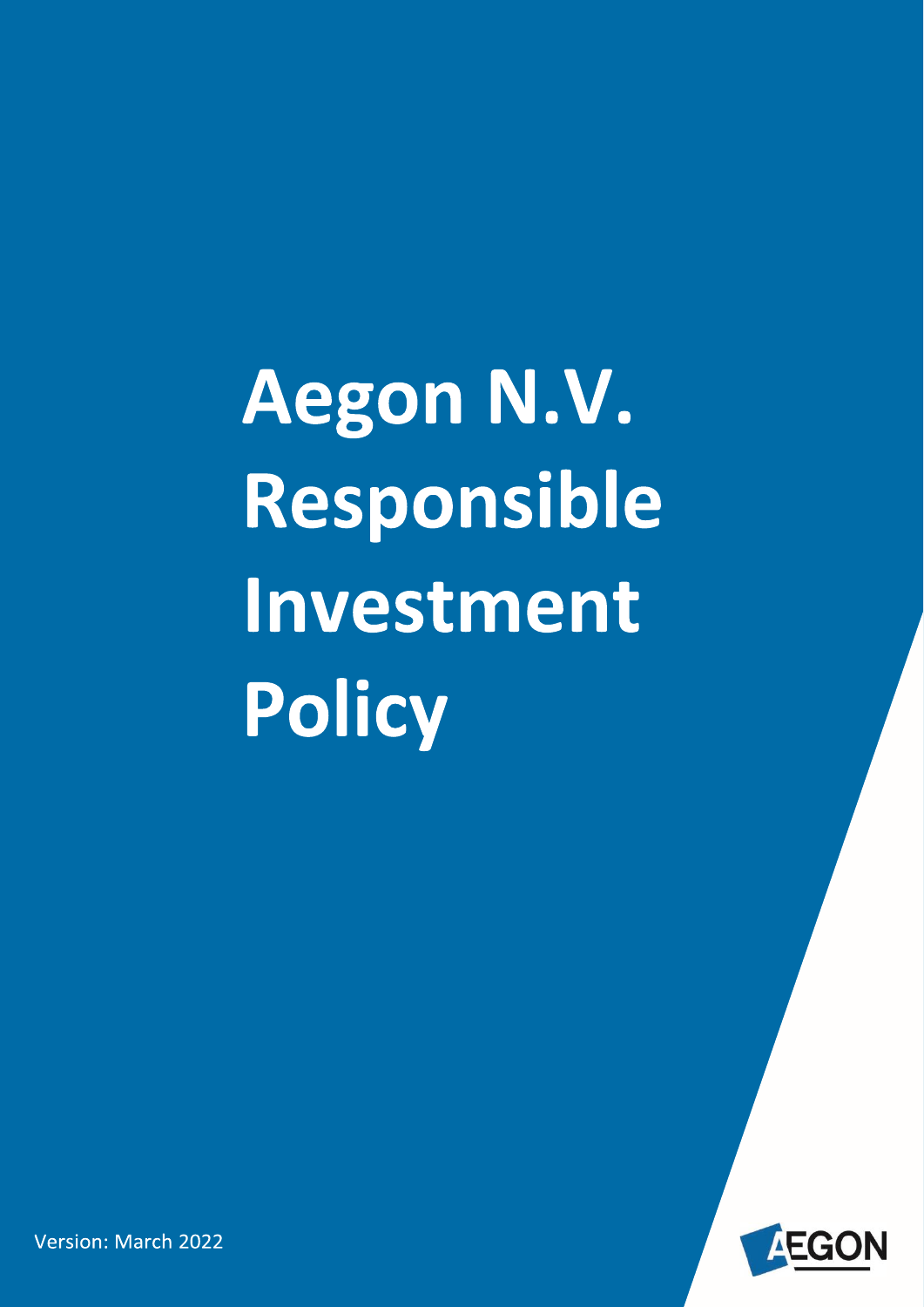# Aegon N.V. Responsible Investment Policy

Version: March 2022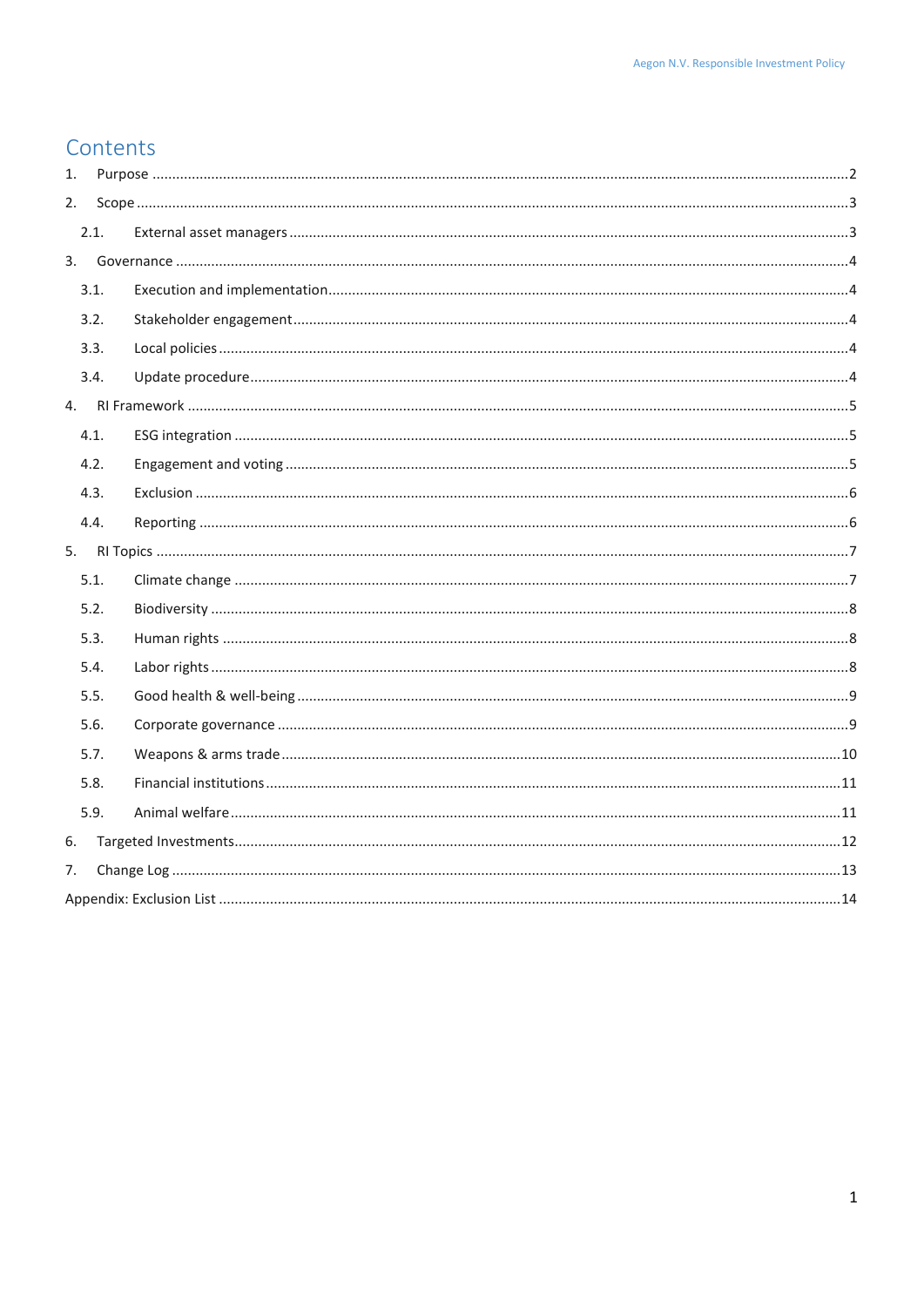# Contents

1. Purpose ....................................................................................................................................2
2. Scope ........................................................................................................................................3
   - 2.1. External asset managers ......................................................................................................3
3. Governance ................................................................................................................................4
   - 3.1. Execution and implementation..............................................................................................4
   - 3.2. Stakeholder engagement......................................................................................................4
   - 3.3. Local policies ......................................................................................................................4
   - 3.4. Update procedure................................................................................................................4
4. RI Framework ..............................................................................................................................5
   - 4.1. ESG integration ...................................................................................................................5
   - 4.2. Engagement and voting ........................................................................................................5
   - 4.3. Exclusion ...........................................................................................................................6
   - 4.4. Reporting ...........................................................................................................................6
5. RI Topics ....................................................................................................................................7
   - 5.1. Climate change ...................................................................................................................7
   - 5.2. Biodiversity ........................................................................................................................8
   - 5.3. Human rights ......................................................................................................................8
   - 5.4. Labor rights ........................................................................................................................8
   - 5.5. Good health & well-being .....................................................................................................9
   - 5.6. Corporate governance ..........................................................................................................9
   - 5.7. Weapons & arms trade ........................................................................................................10
   - 5.8. Financial institutions ...........................................................................................................11
   - 5.9. Animal welfare ....................................................................................................................11
6. Targeted Investments..................................................................................................................12
7. Change Log ................................................................................................................................13

Appendix: Exclusion List ..................................................................................................................14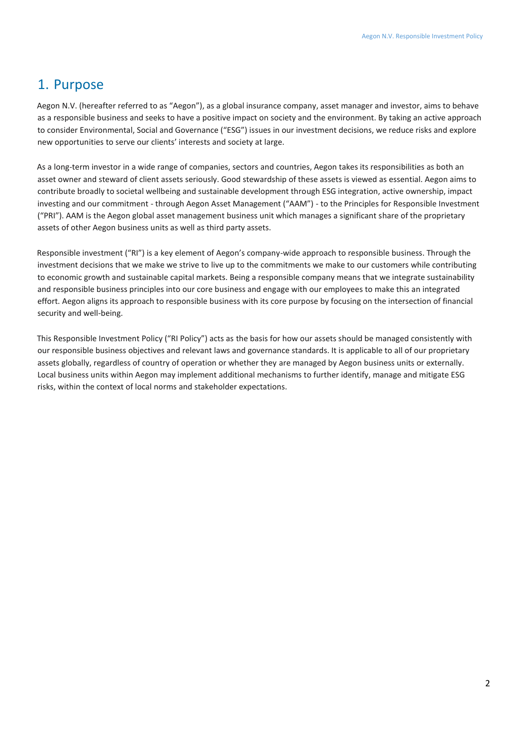# 1. Purpose

Aegon N.V. (hereafter referred to as "Aegon"), as a global insurance company, asset manager and investor, aims to behave as a responsible business and seeks to have a positive impact on society and the environment. By taking an active approach to consider Environmental, Social and Governance ("ESG") issues in our investment decisions, we reduce risks and explore new opportunities to serve our clients' interests and society at large.

As a long-term investor in a wide range of companies, sectors and countries, Aegon takes its responsibilities as both an asset owner and steward of client assets seriously. Good stewardship of these assets is viewed as essential. Aegon aims to contribute broadly to societal wellbeing and sustainable development through ESG integration, active ownership, impact investing and our commitment - through Aegon Asset Management ("AAM") - to the Principles for Responsible Investment ("PRI"). AAM is the Aegon global asset management business unit which manages a significant share of the proprietary assets of other Aegon business units as well as third party assets.

Responsible investment ("RI") is a key element of Aegon's company-wide approach to responsible business. Through the investment decisions that we make we strive to live up to the commitments we make to our customers while contributing to economic growth and sustainable capital markets. Being a responsible company means that we integrate sustainability and responsible business principles into our core business and engage with our employees to make this an integrated effort. Aegon aligns its approach to responsible business with its core purpose by focusing on the intersection of financial security and well-being.

This Responsible Investment Policy ("RI Policy") acts as the basis for how our assets should be managed consistently with our responsible business objectives and relevant laws and governance standards. It is applicable to all of our proprietary assets globally, regardless of country of operation or whether they are managed by Aegon business units or externally. Local business units within Aegon may implement additional mechanisms to further identify, manage and mitigate ESG risks, within the context of local norms and stakeholder expectations.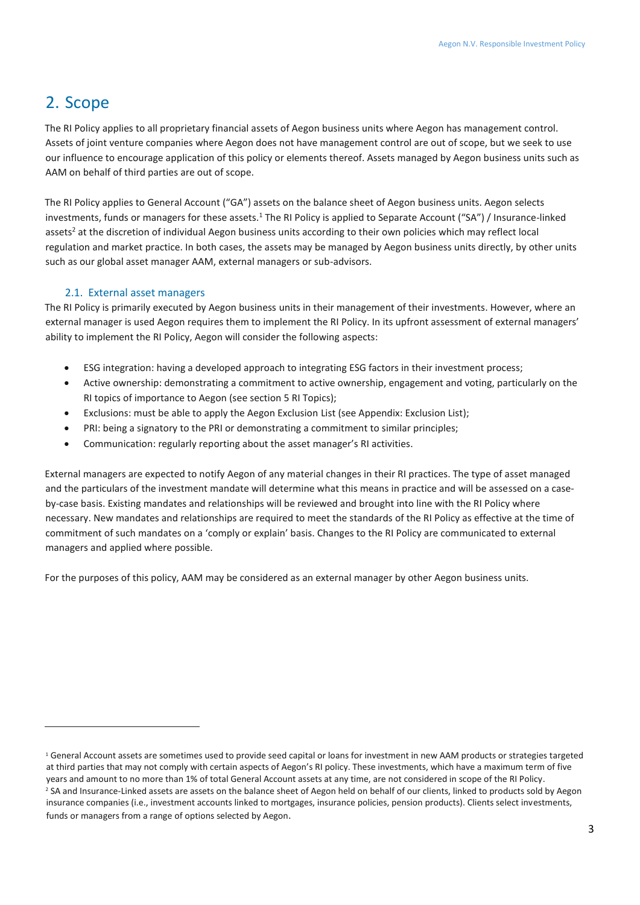## 2. Scope

The RI Policy applies to all proprietary financial assets of Aegon business units where Aegon has management control. Assets of joint venture companies where Aegon does not have management control are out of scope, but we seek to use our influence to encourage application of this policy or elements thereof. Assets managed by Aegon business units such as AAM on behalf of third parties are out of scope.

The RI Policy applies to General Account ("GA") assets on the balance sheet of Aegon business units. Aegon selects investments, funds or managers for these assets.[1] The RI Policy is applied to Separate Account ("SA") / Insurance-linked assets[2] at the discretion of individual Aegon business units according to their own policies which may reflect local regulation and market practice. In both cases, the assets may be managed by Aegon business units directly, by other units such as our global asset manager AAM, external managers or sub-advisors.

### 2.1. External asset managers

The RI Policy is primarily executed by Aegon business units in their management of their investments. However, where an external manager is used Aegon requires them to implement the RI Policy. In its upfront assessment of external managers' ability to implement the RI Policy, Aegon will consider the following aspects:

- ESG integration: having a developed approach to integrating ESG factors in their investment process;
- Active ownership: demonstrating a commitment to active ownership, engagement and voting, particularly on the RI topics of importance to Aegon (see section 5 RI Topics);
- Exclusions: must be able to apply the Aegon Exclusion List (see Appendix: Exclusion List);
- PRI: being a signatory to the PRI or demonstrating a commitment to similar principles;
- Communication: regularly reporting about the asset manager's RI activities.

External managers are expected to notify Aegon of any material changes in their RI practices. The type of asset managed and the particulars of the investment mandate will determine what this means in practice and will be assessed on a case-by-case basis. Existing mandates and relationships will be reviewed and brought into line with the RI Policy where necessary. New mandates and relationships are required to meet the standards of the RI Policy as effective at the time of commitment of such mandates on a 'comply or explain' basis. Changes to the RI Policy are communicated to external managers and applied where possible.

For the purposes of this policy, AAM may be considered as an external manager by other Aegon business units.

---

[1] General Account assets are sometimes used to provide seed capital or loans for investment in new AAM products or strategies targeted at third parties that may not comply with certain aspects of Aegon's RI policy. These investments, which have a maximum term of five years and amount to no more than 1% of total General Account assets at any time, are not considered in scope of the RI Policy.

[2] SA and Insurance-Linked assets are assets on the balance sheet of Aegon held on behalf of our clients, linked to products sold by Aegon insurance companies (i.e., investment accounts linked to mortgages, insurance policies, pension products). Clients select investments, funds or managers from a range of options selected by Aegon.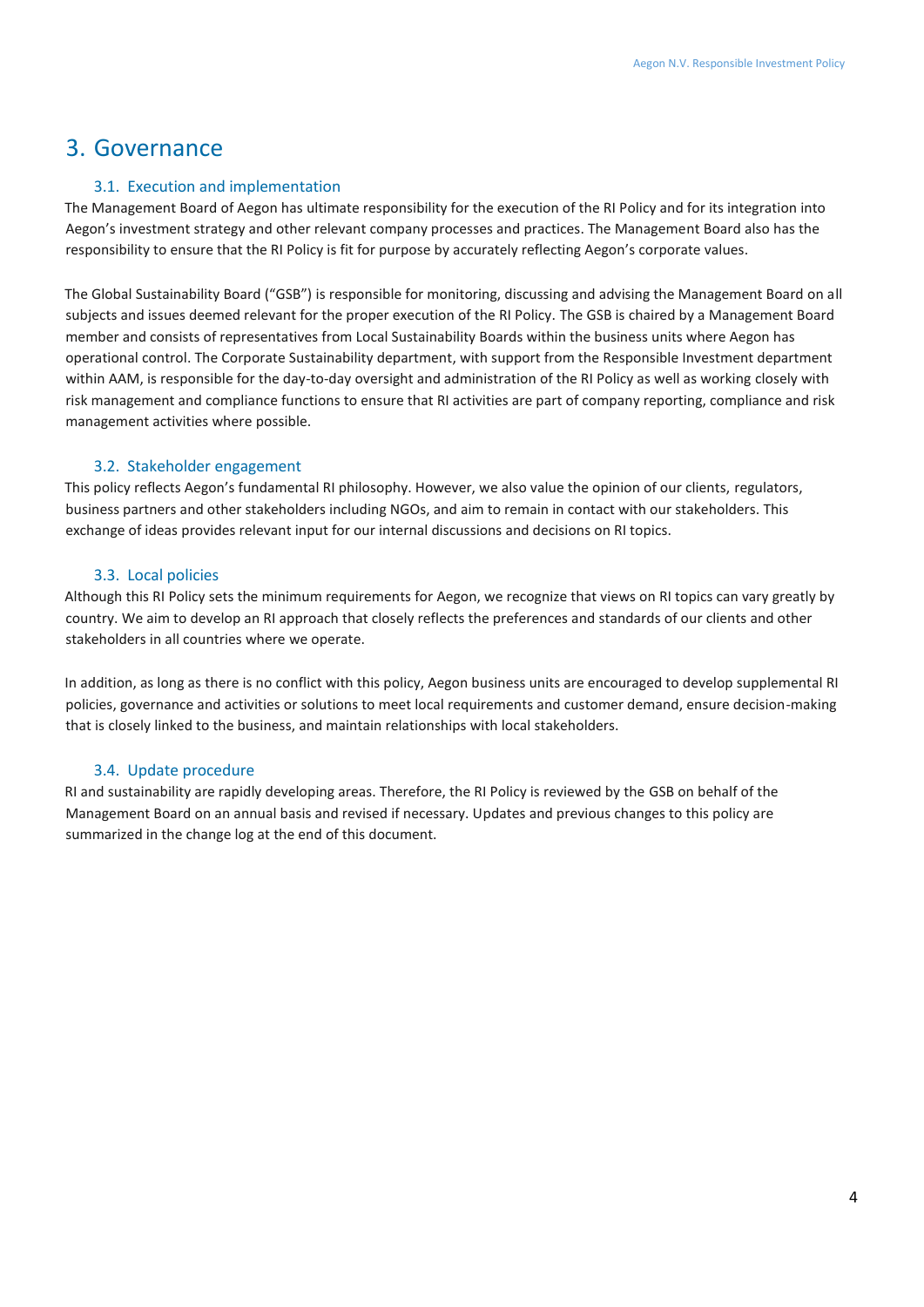# 3. Governance

## 3.1. Execution and implementation

The Management Board of Aegon has ultimate responsibility for the execution of the RI Policy and for its integration into Aegon's investment strategy and other relevant company processes and practices. The Management Board also has the responsibility to ensure that the RI Policy is fit for purpose by accurately reflecting Aegon's corporate values.

The Global Sustainability Board ("GSB") is responsible for monitoring, discussing and advising the Management Board on all subjects and issues deemed relevant for the proper execution of the RI Policy. The GSB is chaired by a Management Board member and consists of representatives from Local Sustainability Boards within the business units where Aegon has operational control. The Corporate Sustainability department, with support from the Responsible Investment department within AAM, is responsible for the day-to-day oversight and administration of the RI Policy as well as working closely with risk management and compliance functions to ensure that RI activities are part of company reporting, compliance and risk management activities where possible.

## 3.2. Stakeholder engagement

This policy reflects Aegon's fundamental RI philosophy. However, we also value the opinion of our clients, regulators, business partners and other stakeholders including NGOs, and aim to remain in contact with our stakeholders. This exchange of ideas provides relevant input for our internal discussions and decisions on RI topics.

## 3.3. Local policies

Although this RI Policy sets the minimum requirements for Aegon, we recognize that views on RI topics can vary greatly by country. We aim to develop an RI approach that closely reflects the preferences and standards of our clients and other stakeholders in all countries where we operate.

In addition, as long as there is no conflict with this policy, Aegon business units are encouraged to develop supplemental RI policies, governance and activities or solutions to meet local requirements and customer demand, ensure decision-making that is closely linked to the business, and maintain relationships with local stakeholders.

## 3.4. Update procedure

RI and sustainability are rapidly developing areas. Therefore, the RI Policy is reviewed by the GSB on behalf of the Management Board on an annual basis and revised if necessary. Updates and previous changes to this policy are summarized in the change log at the end of this document.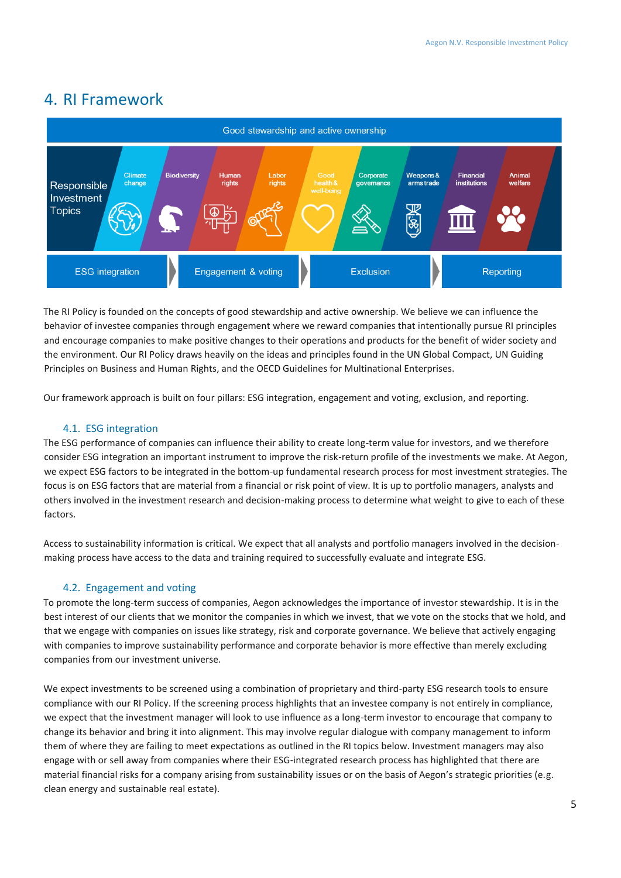# 4. RI Framework

Good stewardship and active ownership

Responsible Investment Topics

Climate change | Biodiversity | Human rights | Labor rights | Good health & well-being | Corporate governance | Weapons & arms trade | Financial institutions | Animal welfare

ESG integration → Engagement & voting → Exclusion → Reporting

The RI Policy is founded on the concepts of good stewardship and active ownership. We believe we can influence the behavior of investee companies through engagement where we reward companies that intentionally pursue RI principles and encourage companies to make positive changes to their operations and products for the benefit of wider society and the environment. Our RI Policy draws heavily on the ideas and principles found in the UN Global Compact, UN Guiding Principles on Business and Human Rights, and the OECD Guidelines for Multinational Enterprises.

Our framework approach is built on four pillars: ESG integration, engagement and voting, exclusion, and reporting.

## 4.1. ESG integration

The ESG performance of companies can influence their ability to create long-term value for investors, and we therefore consider ESG integration an important instrument to improve the risk-return profile of the investments we make. At Aegon, we expect ESG factors to be integrated in the bottom-up fundamental research process for most investment strategies. The focus is on ESG factors that are material from a financial or risk point of view. It is up to portfolio managers, analysts and others involved in the investment research and decision-making process to determine what weight to give to each of these factors.

Access to sustainability information is critical. We expect that all analysts and portfolio managers involved in the decision-making process have access to the data and training required to successfully evaluate and integrate ESG.

## 4.2. Engagement and voting

To promote the long-term success of companies, Aegon acknowledges the importance of investor stewardship. It is in the best interest of our clients that we monitor the companies in which we invest, that we vote on the stocks that we hold, and that we engage with companies on issues like strategy, risk and corporate governance. We believe that actively engaging with companies to improve sustainability performance and corporate behavior is more effective than merely excluding companies from our investment universe.

We expect investments to be screened using a combination of proprietary and third-party ESG research tools to ensure compliance with our RI Policy. If the screening process highlights that an investee company is not entirely in compliance, we expect that the investment manager will look to use influence as a long-term investor to encourage that company to change its behavior and bring it into alignment. This may involve regular dialogue with company management to inform them of where they are failing to meet expectations as outlined in the RI topics below. Investment managers may also engage with or sell away from companies where their ESG-integrated research process has highlighted that there are material financial risks for a company arising from sustainability issues or on the basis of Aegon's strategic priorities (e.g. clean energy and sustainable real estate).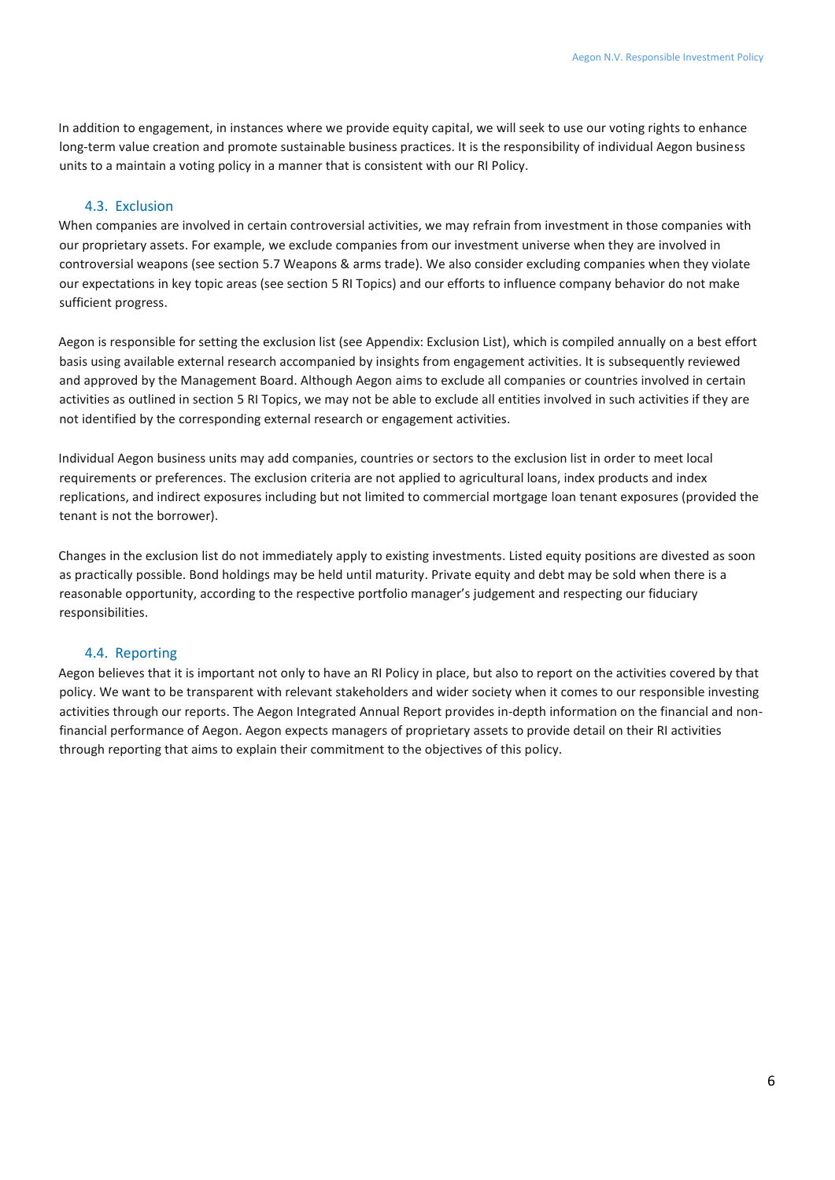In addition to engagement, in instances where we provide equity capital, we will seek to use our voting rights to enhance long-term value creation and promote sustainable business practices. It is the responsibility of individual Aegon business units to a maintain a voting policy in a manner that is consistent with our RI Policy.

### 4.3. Exclusion

When companies are involved in certain controversial activities, we may refrain from investment in those companies with our proprietary assets. For example, we exclude companies from our investment universe when they are involved in controversial weapons (see section 5.7 Weapons & arms trade). We also consider excluding companies when they violate our expectations in key topic areas (see section 5 RI Topics) and our efforts to influence company behavior do not make sufficient progress.

Aegon is responsible for setting the exclusion list (see Appendix: Exclusion List), which is compiled annually on a best effort basis using available external research accompanied by insights from engagement activities. It is subsequently reviewed and approved by the Management Board. Although Aegon aims to exclude all companies or countries involved in certain activities as outlined in section 5 RI Topics, we may not be able to exclude all entities involved in such activities if they are not identified by the corresponding external research or engagement activities.

Individual Aegon business units may add companies, countries or sectors to the exclusion list in order to meet local requirements or preferences. The exclusion criteria are not applied to agricultural loans, index products and index replications, and indirect exposures including but not limited to commercial mortgage loan tenant exposures (provided the tenant is not the borrower).

Changes in the exclusion list do not immediately apply to existing investments. Listed equity positions are divested as soon as practically possible. Bond holdings may be held until maturity. Private equity and debt may be sold when there is a reasonable opportunity, according to the respective portfolio manager's judgement and respecting our fiduciary responsibilities.

### 4.4. Reporting

Aegon believes that it is important not only to have an RI Policy in place, but also to report on the activities covered by that policy. We want to be transparent with relevant stakeholders and wider society when it comes to our responsible investing activities through our reports. The Aegon Integrated Annual Report provides in-depth information on the financial and non-financial performance of Aegon. Aegon expects managers of proprietary assets to provide detail on their RI activities through reporting that aims to explain their commitment to the objectives of this policy.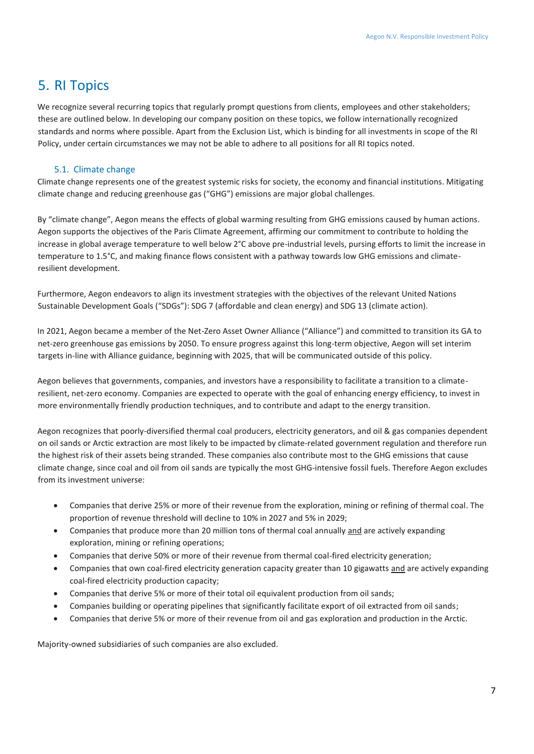# 5. RI Topics

We recognize several recurring topics that regularly prompt questions from clients, employees and other stakeholders; these are outlined below. In developing our company position on these topics, we follow internationally recognized standards and norms where possible. Apart from the Exclusion List, which is binding for all investments in scope of the RI Policy, under certain circumstances we may not be able to adhere to all positions for all RI topics noted.

## 5.1. Climate change

Climate change represents one of the greatest systemic risks for society, the economy and financial institutions. Mitigating climate change and reducing greenhouse gas ("GHG") emissions are major global challenges.

By "climate change", Aegon means the effects of global warming resulting from GHG emissions caused by human actions. Aegon supports the objectives of the Paris Climate Agreement, affirming our commitment to contribute to holding the increase in global average temperature to well below 2°C above pre-industrial levels, pursing efforts to limit the increase in temperature to 1.5°C, and making finance flows consistent with a pathway towards low GHG emissions and climate-resilient development.

Furthermore, Aegon endeavors to align its investment strategies with the objectives of the relevant United Nations Sustainable Development Goals ("SDGs"): SDG 7 (affordable and clean energy) and SDG 13 (climate action).

In 2021, Aegon became a member of the Net-Zero Asset Owner Alliance ("Alliance") and committed to transition its GA to net-zero greenhouse gas emissions by 2050. To ensure progress against this long-term objective, Aegon will set interim targets in-line with Alliance guidance, beginning with 2025, that will be communicated outside of this policy.

Aegon believes that governments, companies, and investors have a responsibility to facilitate a transition to a climate-resilient, net-zero economy. Companies are expected to operate with the goal of enhancing energy efficiency, to invest in more environmentally friendly production techniques, and to contribute and adapt to the energy transition.

Aegon recognizes that poorly-diversified thermal coal producers, electricity generators, and oil & gas companies dependent on oil sands or Arctic extraction are most likely to be impacted by climate-related government regulation and therefore run the highest risk of their assets being stranded. These companies also contribute most to the GHG emissions that cause climate change, since coal and oil from oil sands are typically the most GHG-intensive fossil fuels. Therefore Aegon excludes from its investment universe:

- Companies that derive 25% or more of their revenue from the exploration, mining or refining of thermal coal. The proportion of revenue threshold will decline to 10% in 2027 and 5% in 2029;
- Companies that produce more than 20 million tons of thermal coal annually <u>and</u> are actively expanding exploration, mining or refining operations;
- Companies that derive 50% or more of their revenue from thermal coal-fired electricity generation;
- Companies that own coal-fired electricity generation capacity greater than 10 gigawatts <u>and</u> are actively expanding coal-fired electricity production capacity;
- Companies that derive 5% or more of their total oil equivalent production from oil sands;
- Companies building or operating pipelines that significantly facilitate export of oil extracted from oil sands;
- Companies that derive 5% or more of their revenue from oil and gas exploration and production in the Arctic.

Majority-owned subsidiaries of such companies are also excluded.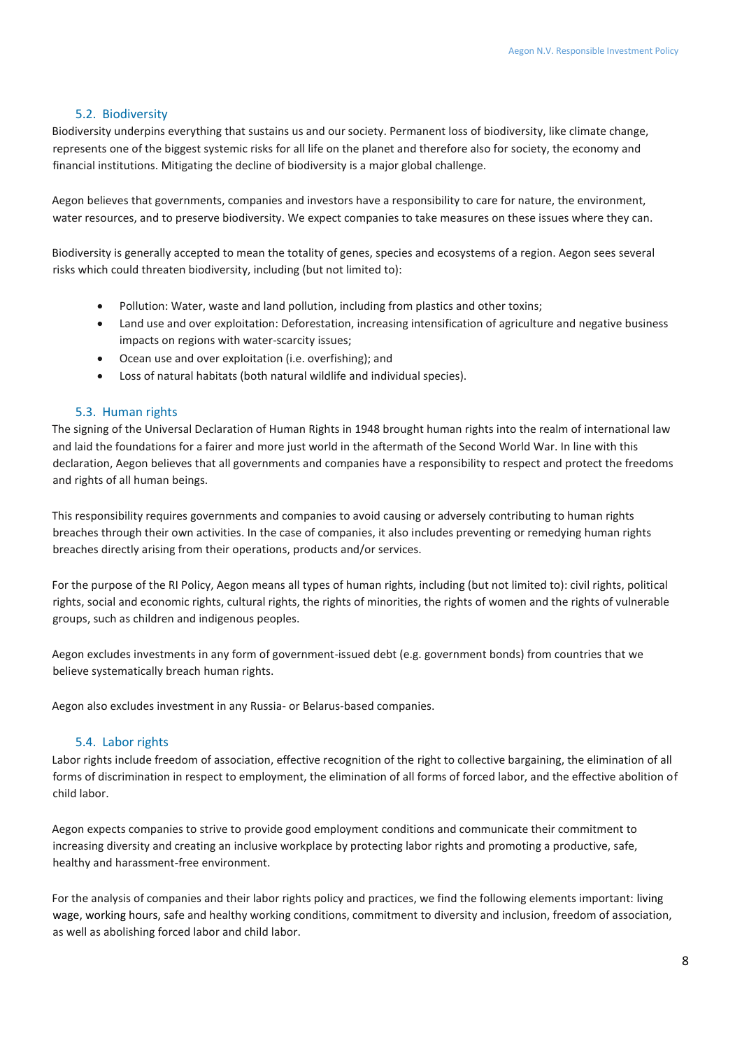### 5.2. Biodiversity

Biodiversity underpins everything that sustains us and our society. Permanent loss of biodiversity, like climate change, represents one of the biggest systemic risks for all life on the planet and therefore also for society, the economy and financial institutions. Mitigating the decline of biodiversity is a major global challenge.

Aegon believes that governments, companies and investors have a responsibility to care for nature, the environment, water resources, and to preserve biodiversity. We expect companies to take measures on these issues where they can.

Biodiversity is generally accepted to mean the totality of genes, species and ecosystems of a region. Aegon sees several risks which could threaten biodiversity, including (but not limited to):

- Pollution: Water, waste and land pollution, including from plastics and other toxins;
- Land use and over exploitation: Deforestation, increasing intensification of agriculture and negative business impacts on regions with water-scarcity issues;
- Ocean use and over exploitation (i.e. overfishing); and
- Loss of natural habitats (both natural wildlife and individual species).

### 5.3. Human rights

The signing of the Universal Declaration of Human Rights in 1948 brought human rights into the realm of international law and laid the foundations for a fairer and more just world in the aftermath of the Second World War. In line with this declaration, Aegon believes that all governments and companies have a responsibility to respect and protect the freedoms and rights of all human beings.

This responsibility requires governments and companies to avoid causing or adversely contributing to human rights breaches through their own activities. In the case of companies, it also includes preventing or remedying human rights breaches directly arising from their operations, products and/or services.

For the purpose of the RI Policy, Aegon means all types of human rights, including (but not limited to): civil rights, political rights, social and economic rights, cultural rights, the rights of minorities, the rights of women and the rights of vulnerable groups, such as children and indigenous peoples.

Aegon excludes investments in any form of government-issued debt (e.g. government bonds) from countries that we believe systematically breach human rights.

Aegon also excludes investment in any Russia- or Belarus-based companies.

### 5.4. Labor rights

Labor rights include freedom of association, effective recognition of the right to collective bargaining, the elimination of all forms of discrimination in respect to employment, the elimination of all forms of forced labor, and the effective abolition of child labor.

Aegon expects companies to strive to provide good employment conditions and communicate their commitment to increasing diversity and creating an inclusive workplace by protecting labor rights and promoting a productive, safe, healthy and harassment-free environment.

For the analysis of companies and their labor rights policy and practices, we find the following elements important: living wage, working hours, safe and healthy working conditions, commitment to diversity and inclusion, freedom of association, as well as abolishing forced labor and child labor.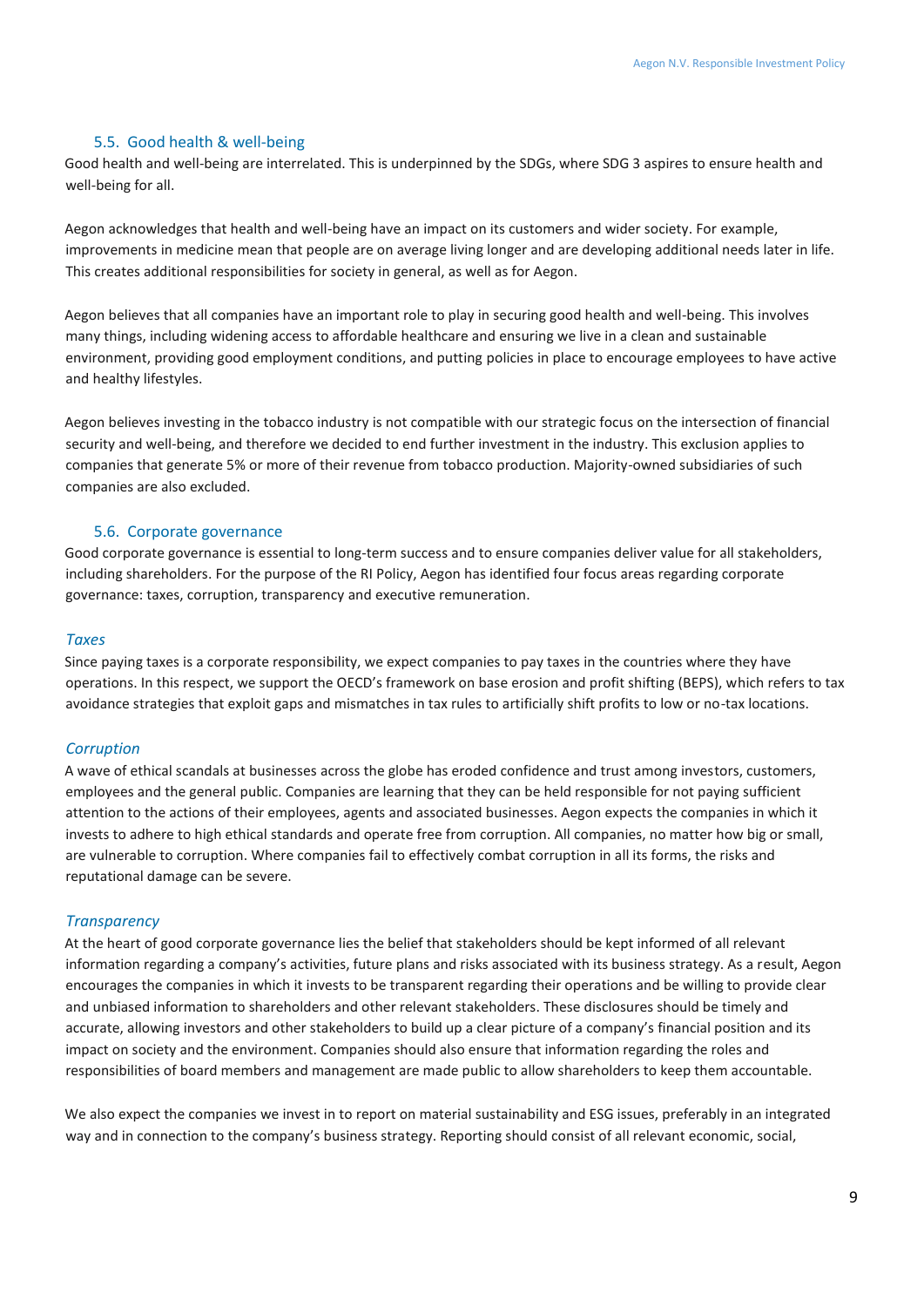### 5.5. Good health & well-being

Good health and well-being are interrelated. This is underpinned by the SDGs, where SDG 3 aspires to ensure health and well-being for all.

Aegon acknowledges that health and well-being have an impact on its customers and wider society. For example, improvements in medicine mean that people are on average living longer and are developing additional needs later in life. This creates additional responsibilities for society in general, as well as for Aegon.

Aegon believes that all companies have an important role to play in securing good health and well-being. This involves many things, including widening access to affordable healthcare and ensuring we live in a clean and sustainable environment, providing good employment conditions, and putting policies in place to encourage employees to have active and healthy lifestyles.

Aegon believes investing in the tobacco industry is not compatible with our strategic focus on the intersection of financial security and well-being, and therefore we decided to end further investment in the industry. This exclusion applies to companies that generate 5% or more of their revenue from tobacco production. Majority-owned subsidiaries of such companies are also excluded.

### 5.6. Corporate governance

Good corporate governance is essential to long-term success and to ensure companies deliver value for all stakeholders, including shareholders. For the purpose of the RI Policy, Aegon has identified four focus areas regarding corporate governance: taxes, corruption, transparency and executive remuneration.

#### *Taxes*

Since paying taxes is a corporate responsibility, we expect companies to pay taxes in the countries where they have operations. In this respect, we support the OECD's framework on base erosion and profit shifting (BEPS), which refers to tax avoidance strategies that exploit gaps and mismatches in tax rules to artificially shift profits to low or no-tax locations.

#### *Corruption*

A wave of ethical scandals at businesses across the globe has eroded confidence and trust among investors, customers, employees and the general public. Companies are learning that they can be held responsible for not paying sufficient attention to the actions of their employees, agents and associated businesses. Aegon expects the companies in which it invests to adhere to high ethical standards and operate free from corruption. All companies, no matter how big or small, are vulnerable to corruption. Where companies fail to effectively combat corruption in all its forms, the risks and reputational damage can be severe.

#### *Transparency*

At the heart of good corporate governance lies the belief that stakeholders should be kept informed of all relevant information regarding a company's activities, future plans and risks associated with its business strategy. As a result, Aegon encourages the companies in which it invests to be transparent regarding their operations and be willing to provide clear and unbiased information to shareholders and other relevant stakeholders. These disclosures should be timely and accurate, allowing investors and other stakeholders to build up a clear picture of a company's financial position and its impact on society and the environment. Companies should also ensure that information regarding the roles and responsibilities of board members and management are made public to allow shareholders to keep them accountable.

We also expect the companies we invest in to report on material sustainability and ESG issues, preferably in an integrated way and in connection to the company's business strategy. Reporting should consist of all relevant economic, social,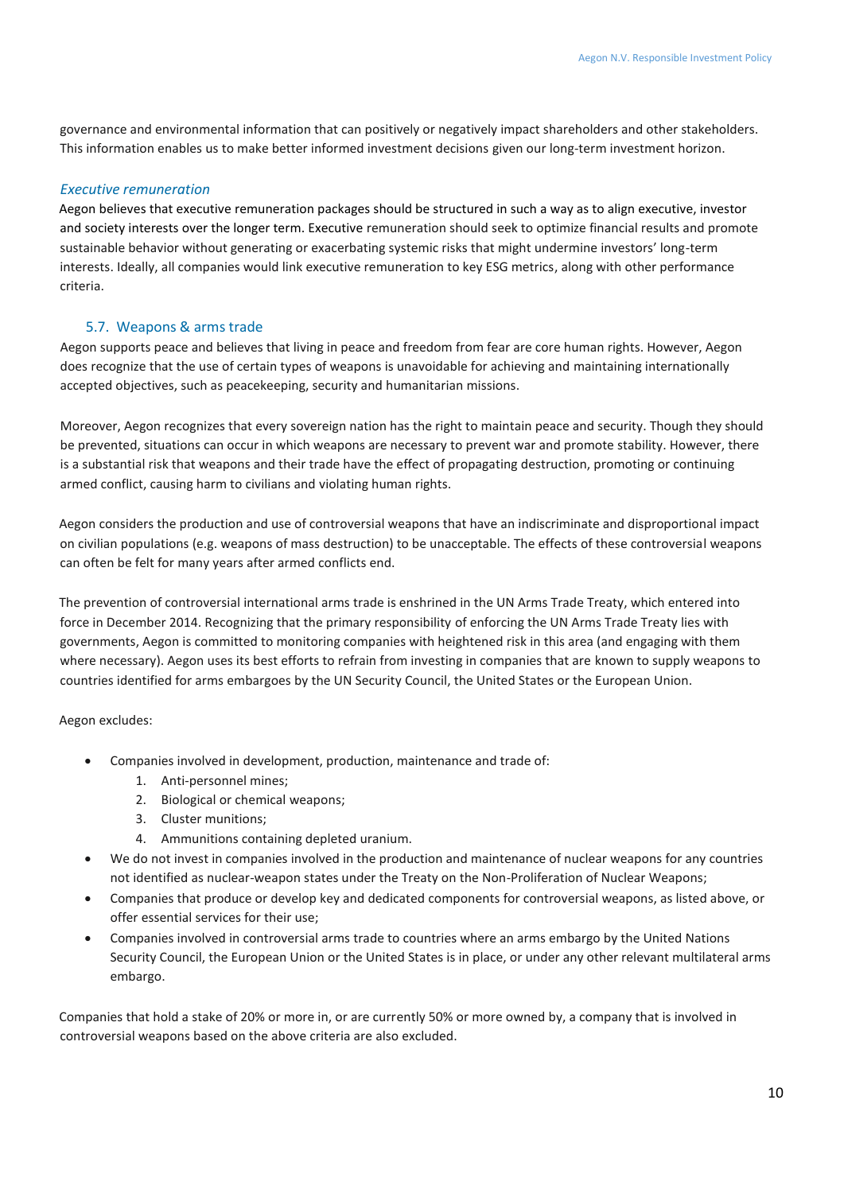governance and environmental information that can positively or negatively impact shareholders and other stakeholders. This information enables us to make better informed investment decisions given our long-term investment horizon.

### *Executive remuneration*

Aegon believes that executive remuneration packages should be structured in such a way as to align executive, investor and society interests over the longer term. Executive remuneration should seek to optimize financial results and promote sustainable behavior without generating or exacerbating systemic risks that might undermine investors' long-term interests. Ideally, all companies would link executive remuneration to key ESG metrics, along with other performance criteria.

## 5.7. Weapons & arms trade

Aegon supports peace and believes that living in peace and freedom from fear are core human rights. However, Aegon does recognize that the use of certain types of weapons is unavoidable for achieving and maintaining internationally accepted objectives, such as peacekeeping, security and humanitarian missions.

Moreover, Aegon recognizes that every sovereign nation has the right to maintain peace and security. Though they should be prevented, situations can occur in which weapons are necessary to prevent war and promote stability. However, there is a substantial risk that weapons and their trade have the effect of propagating destruction, promoting or continuing armed conflict, causing harm to civilians and violating human rights.

Aegon considers the production and use of controversial weapons that have an indiscriminate and disproportional impact on civilian populations (e.g. weapons of mass destruction) to be unacceptable. The effects of these controversial weapons can often be felt for many years after armed conflicts end.

The prevention of controversial international arms trade is enshrined in the UN Arms Trade Treaty, which entered into force in December 2014. Recognizing that the primary responsibility of enforcing the UN Arms Trade Treaty lies with governments, Aegon is committed to monitoring companies with heightened risk in this area (and engaging with them where necessary). Aegon uses its best efforts to refrain from investing in companies that are known to supply weapons to countries identified for arms embargoes by the UN Security Council, the United States or the European Union.

Aegon excludes:

- Companies involved in development, production, maintenance and trade of:
  1. Anti-personnel mines;
  2. Biological or chemical weapons;
  3. Cluster munitions;
  4. Ammunitions containing depleted uranium.
- We do not invest in companies involved in the production and maintenance of nuclear weapons for any countries not identified as nuclear-weapon states under the Treaty on the Non-Proliferation of Nuclear Weapons;
- Companies that produce or develop key and dedicated components for controversial weapons, as listed above, or offer essential services for their use;
- Companies involved in controversial arms trade to countries where an arms embargo by the United Nations Security Council, the European Union or the United States is in place, or under any other relevant multilateral arms embargo.

Companies that hold a stake of 20% or more in, or are currently 50% or more owned by, a company that is involved in controversial weapons based on the above criteria are also excluded.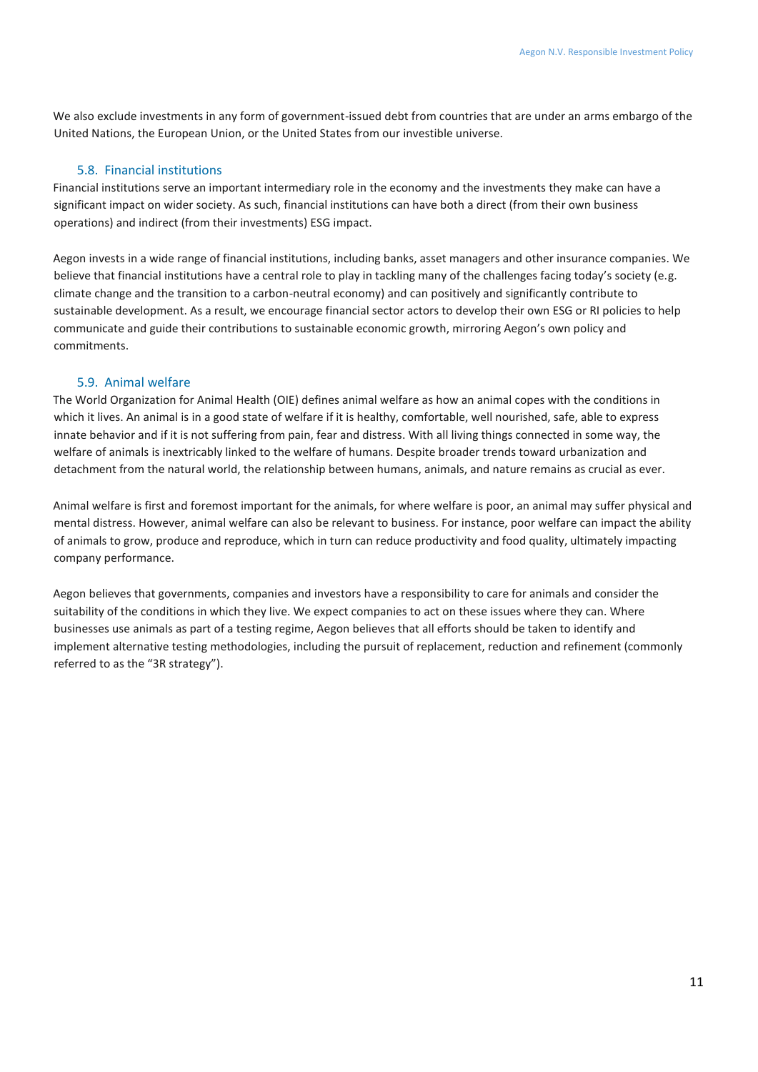We also exclude investments in any form of government-issued debt from countries that are under an arms embargo of the United Nations, the European Union, or the United States from our investible universe.

### 5.8. Financial institutions

Financial institutions serve an important intermediary role in the economy and the investments they make can have a significant impact on wider society. As such, financial institutions can have both a direct (from their own business operations) and indirect (from their investments) ESG impact.

Aegon invests in a wide range of financial institutions, including banks, asset managers and other insurance companies. We believe that financial institutions have a central role to play in tackling many of the challenges facing today's society (e.g. climate change and the transition to a carbon-neutral economy) and can positively and significantly contribute to sustainable development. As a result, we encourage financial sector actors to develop their own ESG or RI policies to help communicate and guide their contributions to sustainable economic growth, mirroring Aegon's own policy and commitments.

### 5.9. Animal welfare

The World Organization for Animal Health (OIE) defines animal welfare as how an animal copes with the conditions in which it lives. An animal is in a good state of welfare if it is healthy, comfortable, well nourished, safe, able to express innate behavior and if it is not suffering from pain, fear and distress. With all living things connected in some way, the welfare of animals is inextricably linked to the welfare of humans. Despite broader trends toward urbanization and detachment from the natural world, the relationship between humans, animals, and nature remains as crucial as ever.

Animal welfare is first and foremost important for the animals, for where welfare is poor, an animal may suffer physical and mental distress. However, animal welfare can also be relevant to business. For instance, poor welfare can impact the ability of animals to grow, produce and reproduce, which in turn can reduce productivity and food quality, ultimately impacting company performance.

Aegon believes that governments, companies and investors have a responsibility to care for animals and consider the suitability of the conditions in which they live. We expect companies to act on these issues where they can. Where businesses use animals as part of a testing regime, Aegon believes that all efforts should be taken to identify and implement alternative testing methodologies, including the pursuit of replacement, reduction and refinement (commonly referred to as the "3R strategy").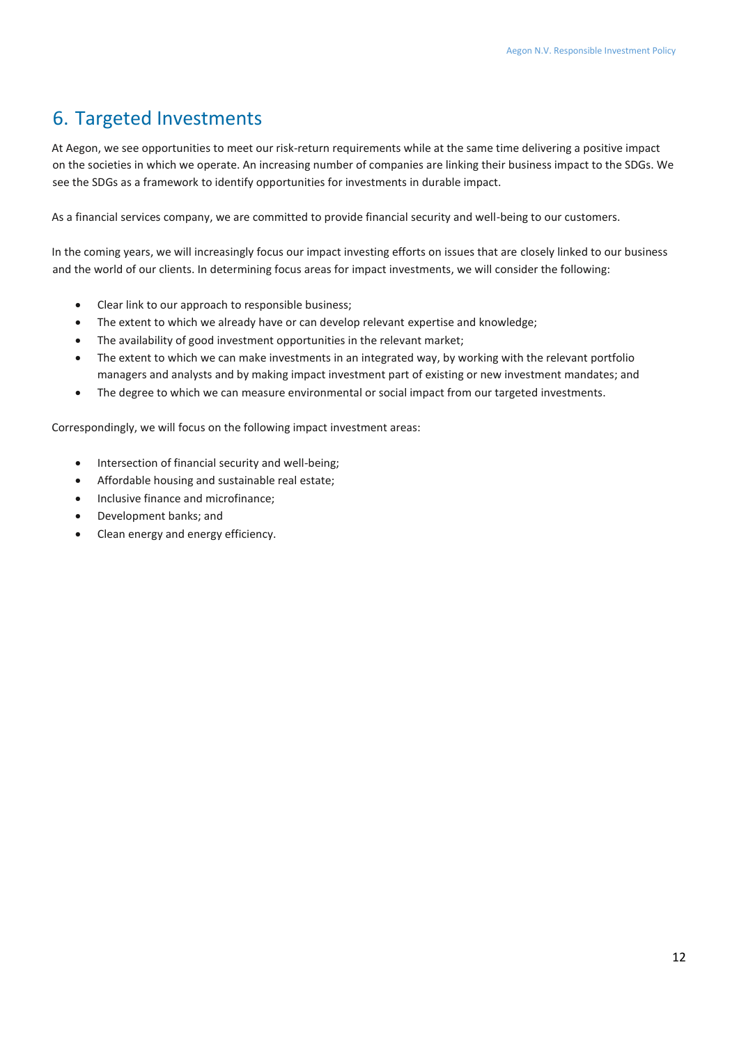# 6. Targeted Investments

At Aegon, we see opportunities to meet our risk-return requirements while at the same time delivering a positive impact on the societies in which we operate. An increasing number of companies are linking their business impact to the SDGs. We see the SDGs as a framework to identify opportunities for investments in durable impact.

As a financial services company, we are committed to provide financial security and well-being to our customers.

In the coming years, we will increasingly focus our impact investing efforts on issues that are closely linked to our business and the world of our clients. In determining focus areas for impact investments, we will consider the following:

- Clear link to our approach to responsible business;
- The extent to which we already have or can develop relevant expertise and knowledge;
- The availability of good investment opportunities in the relevant market;
- The extent to which we can make investments in an integrated way, by working with the relevant portfolio managers and analysts and by making impact investment part of existing or new investment mandates; and
- The degree to which we can measure environmental or social impact from our targeted investments.

Correspondingly, we will focus on the following impact investment areas:

- Intersection of financial security and well-being;
- Affordable housing and sustainable real estate;
- Inclusive finance and microfinance;
- Development banks; and
- Clean energy and energy efficiency.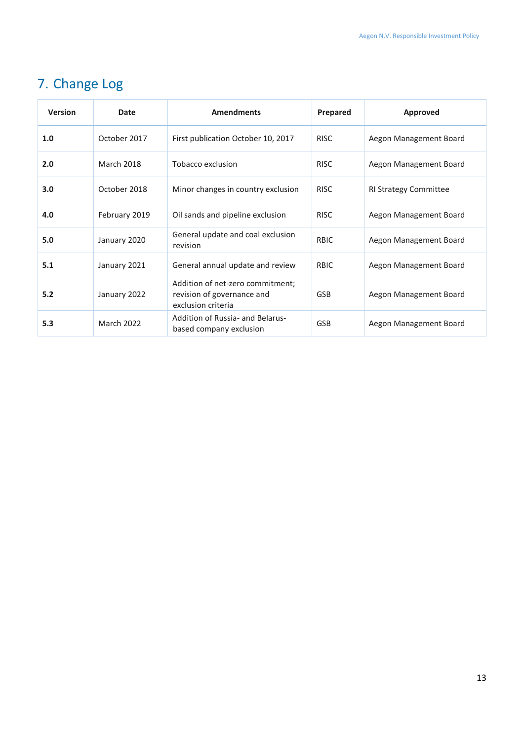## 7. Change Log

| Version | Date | Amendments | Prepared | Approved |
|---|---|---|---|---|
| **1.0** | October 2017 | First publication October 10, 2017 | RISC | Aegon Management Board |
| **2.0** | March 2018 | Tobacco exclusion | RISC | Aegon Management Board |
| **3.0** | October 2018 | Minor changes in country exclusion | RISC | RI Strategy Committee |
| **4.0** | February 2019 | Oil sands and pipeline exclusion | RISC | Aegon Management Board |
| **5.0** | January 2020 | General update and coal exclusion revision | RBIC | Aegon Management Board |
| **5.1** | January 2021 | General annual update and review | RBIC | Aegon Management Board |
| **5.2** | January 2022 | Addition of net-zero commitment; revision of governance and exclusion criteria | GSB | Aegon Management Board |
| **5.3** | March 2022 | Addition of Russia- and Belarus-based company exclusion | GSB | Aegon Management Board |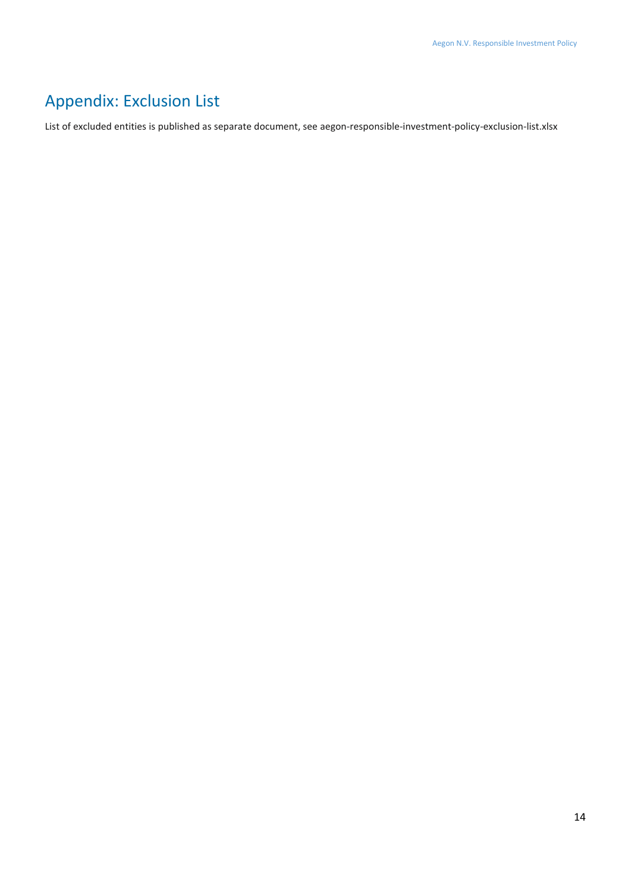# Appendix: Exclusion List

List of excluded entities is published as separate document, see aegon-responsible-investment-policy-exclusion-list.xlsx